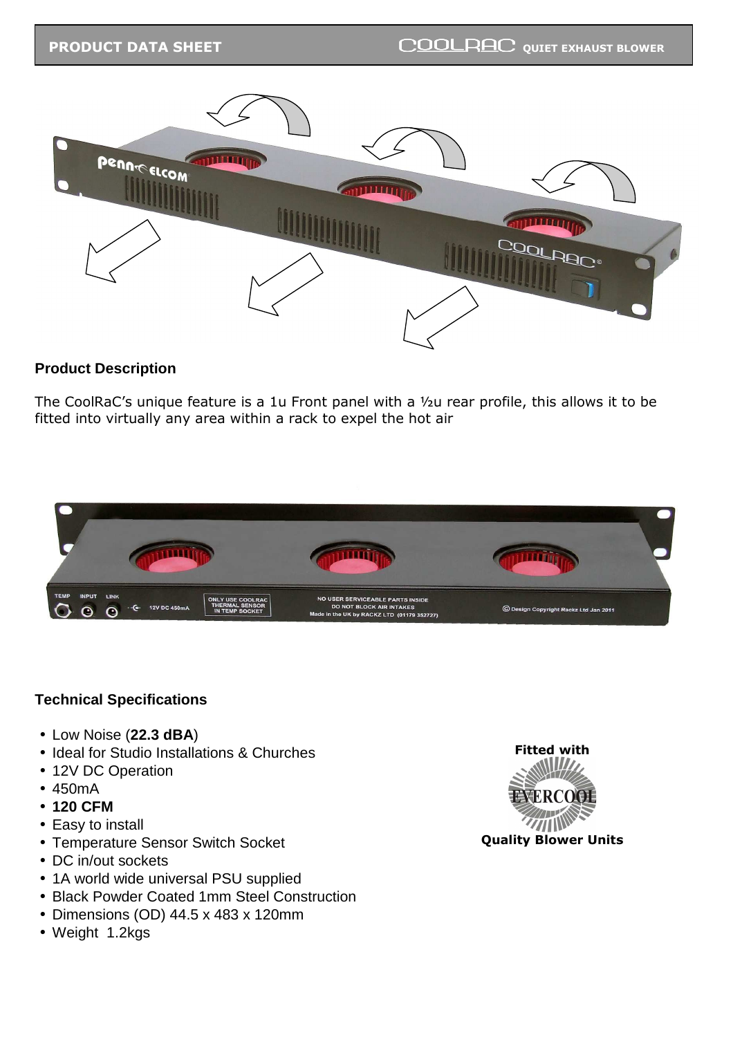PRODUCT DATA SHEET — COOLRAC QUIET EXHAUST BLOWER

## Product Description

The CoolRaC's unique feature is a 1u Front panel with a ½u rear profile, this allows it to be fitted into virtually any area within a rack to expel the hot air

## Technical Specifications

- Low Noise (**22.3 dBA**)
- Ideal for Studio Installations & Churches
- 12V DC Operation
- 450mA
- **120 CFM**
- Easy to install
- Temperature Sensor Switch Socket
- DC in/out sockets
- 1A world wide universal PSU supplied
- Black Powder Coated 1mm Steel Construction
- Dimensions (OD) 44.5 x 483 x 120mm
- Weight 1.2kgs

**Fitted with**

EVERCOOL

**Quality Blower Units**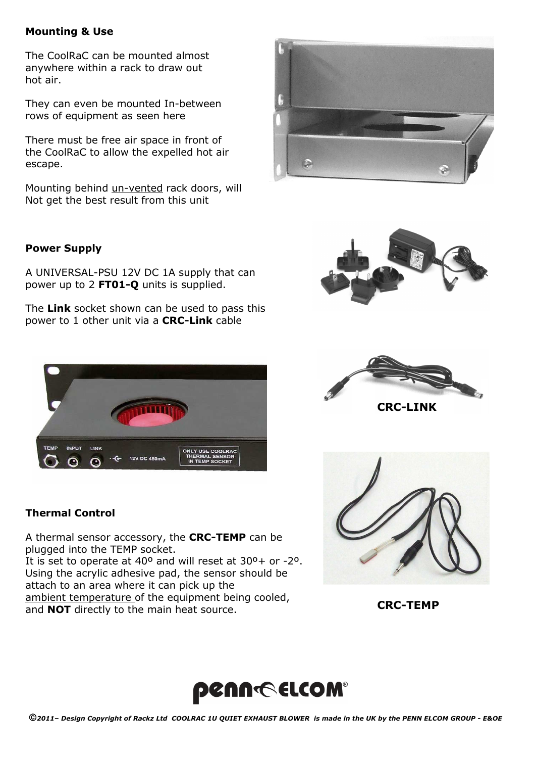**Mounting & Use**

The CoolRaC can be mounted almost anywhere within a rack to draw out hot air.

They can even be mounted In-between rows of equipment as seen here

There must be free air space in front of the CoolRaC to allow the expelled hot air escape.

Mounting behind un-vented rack doors, will Not get the best result from this unit

**Power Supply**

A UNIVERSAL-PSU 12V DC 1A supply that can power up to 2 **FT01-Q** units is supplied.

The **Link** socket shown can be used to pass this power to 1 other unit via a **CRC-Link** cable

TEMP INPUT LINK 12V DC 450mA

ONLY USE COOLRAC THERMAL SENSOR IN TEMP SOCKET

**CRC-LINK**

**Thermal Control**

A thermal sensor accessory, the **CRC-TEMP** can be plugged into the TEMP socket.
It is set to operate at 40º and will reset at 30º+ or -2º.
Using the acrylic adhesive pad, the sensor should be attach to an area where it can pick up the ambient temperature of the equipment being cooled, and **NOT** directly to the main heat source.

**CRC-TEMP**

*©2011– Design Copyright of Rackz Ltd COOLRAC 1U QUIET EXHAUST BLOWER is made in the UK by the PENN ELCOM GROUP - E&OE*